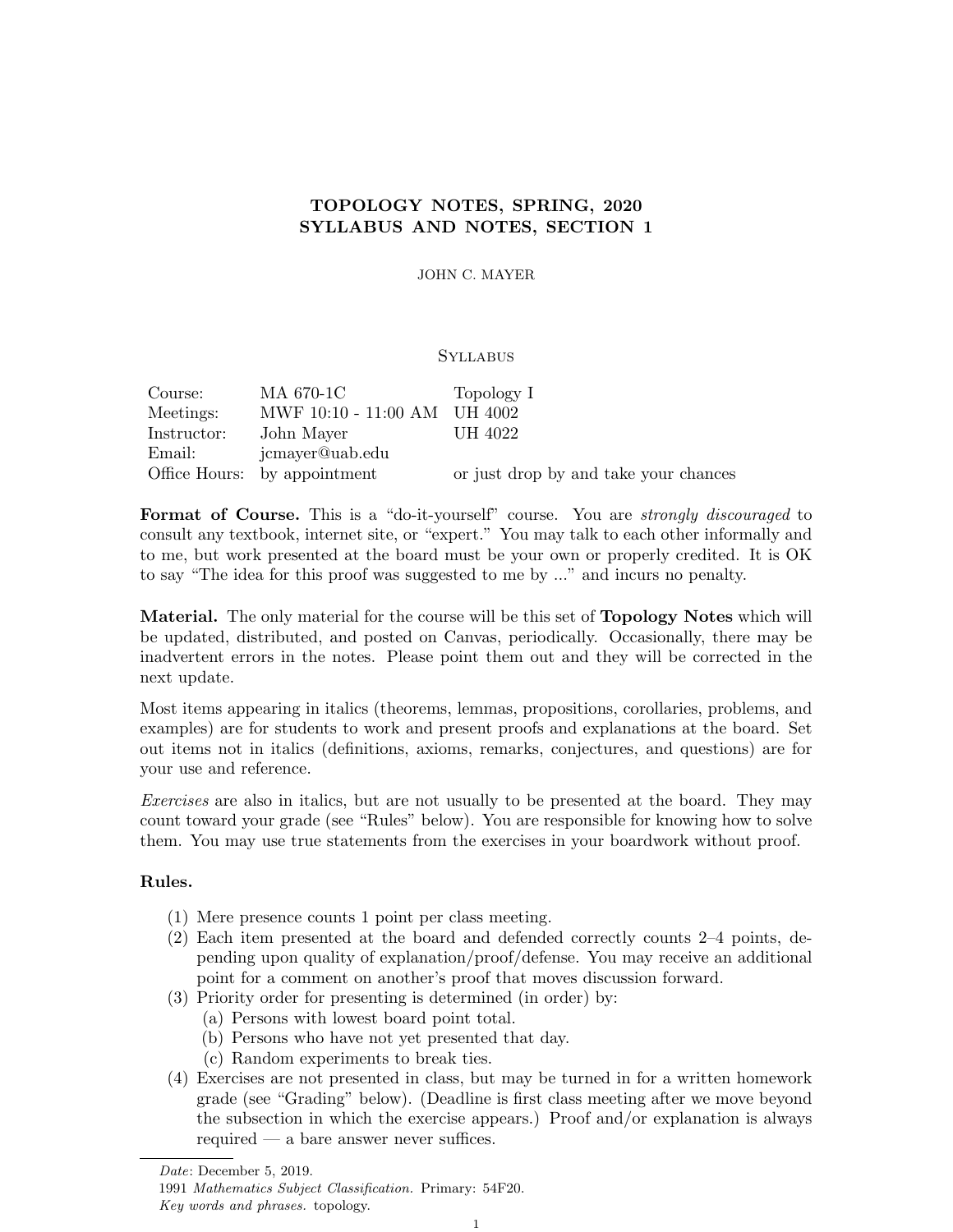# TOPOLOGY NOTES, SPRING, 2020
# SYLLABUS AND NOTES, SECTION 1

JOHN C. MAYER

## Syllabus

| Course: | MA 670-1C | Topology I |
|---|---|---|
| Meetings: | MWF 10:10 - 11:00 AM | UH 4002 |
| Instructor: | John Mayer | UH 4022 |
| Email: | jcmayer@uab.edu | |
| Office Hours: | by appointment | or just drop by and take your chances |

**Format of Course.** This is a "do-it-yourself" course. You are *strongly discouraged* to consult any textbook, internet site, or "expert." You may talk to each other informally and to me, but work presented at the board must be your own or properly credited. It is OK to say "The idea for this proof was suggested to me by ..." and incurs no penalty.

**Material.** The only material for the course will be this set of **Topology Notes** which will be updated, distributed, and posted on Canvas, periodically. Occasionally, there may be inadvertent errors in the notes. Please point them out and they will be corrected in the next update.

Most items appearing in italics (theorems, lemmas, propositions, corollaries, problems, and examples) are for students to work and present proofs and explanations at the board. Set out items not in italics (definitions, axioms, remarks, conjectures, and questions) are for your use and reference.

*Exercises* are also in italics, but are not usually to be presented at the board. They may count toward your grade (see "Rules" below). You are responsible for knowing how to solve them. You may use true statements from the exercises in your boardwork without proof.

### Rules.

1. Mere presence counts 1 point per class meeting.
2. Each item presented at the board and defended correctly counts 2–4 points, depending upon quality of explanation/proof/defense. You may receive an additional point for a comment on another's proof that moves discussion forward.
3. Priority order for presenting is determined (in order) by:
   (a) Persons with lowest board point total.
   (b) Persons who have not yet presented that day.
   (c) Random experiments to break ties.
4. Exercises are not presented in class, but may be turned in for a written homework grade (see "Grading" below). (Deadline is first class meeting after we move beyond the subsection in which the exercise appears.) Proof and/or explanation is always required — a bare answer never suffices.

---

*Date*: December 5, 2019.

1991 *Mathematics Subject Classification.* Primary: 54F20.

*Key words and phrases.* topology.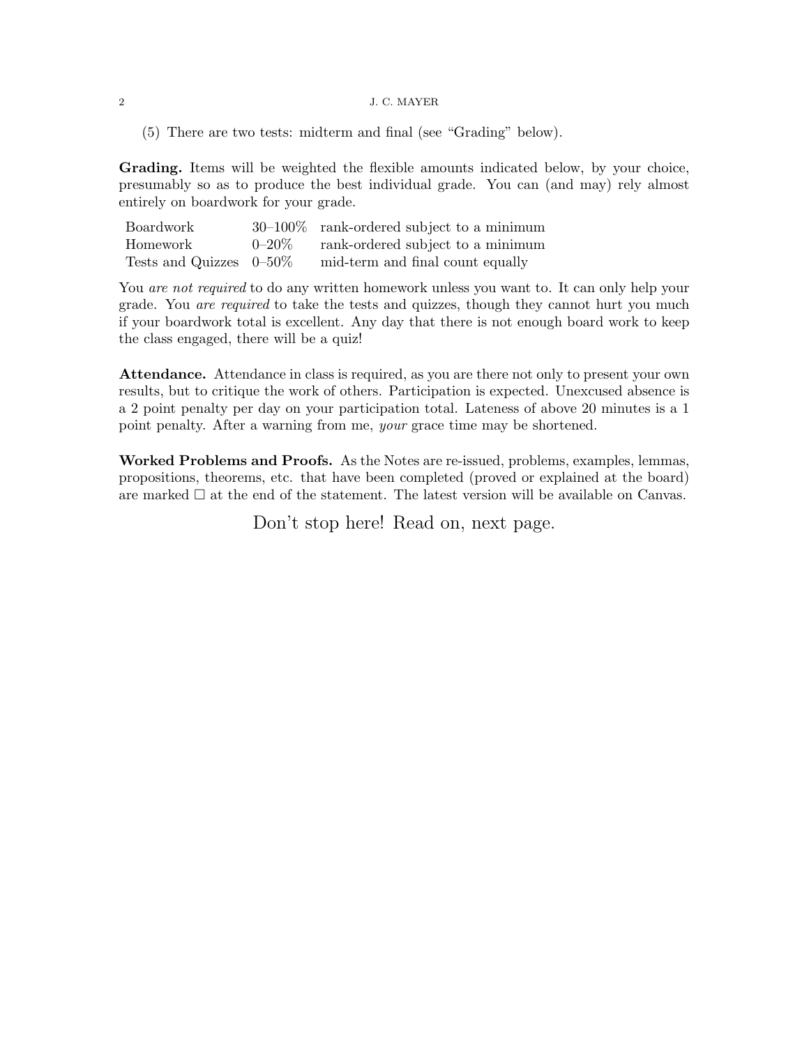(5) There are two tests: midterm and final (see "Grading" below).

**Grading.** Items will be weighted the flexible amounts indicated below, by your choice, presumably so as to produce the best individual grade. You can (and may) rely almost entirely on boardwork for your grade.

| | | |
|---|---|---|
| Boardwork | 30–100% | rank-ordered subject to a minimum |
| Homework | 0–20% | rank-ordered subject to a minimum |
| Tests and Quizzes | 0–50% | mid-term and final count equally |

You *are not required* to do any written homework unless you want to. It can only help your grade. You *are required* to take the tests and quizzes, though they cannot hurt you much if your boardwork total is excellent. Any day that there is not enough board work to keep the class engaged, there will be a quiz!

**Attendance.** Attendance in class is required, as you are there not only to present your own results, but to critique the work of others. Participation is expected. Unexcused absence is a 2 point penalty per day on your participation total. Lateness of above 20 minutes is a 1 point penalty. After a warning from me, *your* grace time may be shortened.

**Worked Problems and Proofs.** As the Notes are re-issued, problems, examples, lemmas, propositions, theorems, etc. that have been completed (proved or explained at the board) are marked $\Box$ at the end of the statement. The latest version will be available on Canvas.

Don't stop here! Read on, next page.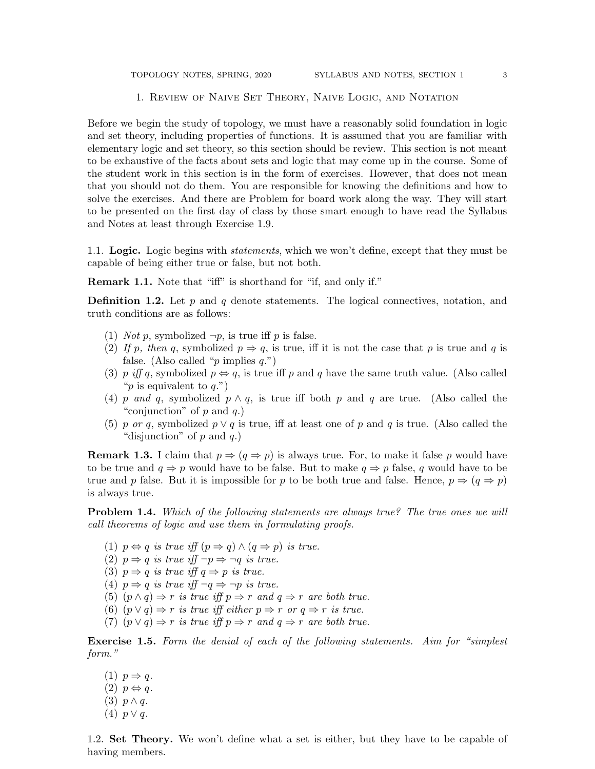## 1. Review of Naive Set Theory, Naive Logic, and Notation

Before we begin the study of topology, we must have a reasonably solid foundation in logic and set theory, including properties of functions. It is assumed that you are familiar with elementary logic and set theory, so this section should be review. This section is not meant to be exhaustive of the facts about sets and logic that may come up in the course. Some of the student work in this section is in the form of exercises. However, that does not mean that you should not do them. You are responsible for knowing the definitions and how to solve the exercises. And there are Problem for board work along the way. They will start to be presented on the first day of class by those smart enough to have read the Syllabus and Notes at least through Exercise 1.9.

### 1.1. Logic.

Logic begins with *statements*, which we won't define, except that they must be capable of being either true or false, but not both.

**Remark 1.1.** Note that "iff" is shorthand for "if, and only if."

**Definition 1.2.** Let $p$ and $q$ denote statements. The logical connectives, notation, and truth conditions are as follows:

1. *Not* $p$, symbolized $\neg p$, is true iff $p$ is false.
2. *If* $p$*, then* $q$, symbolized $p \Rightarrow q$, is true, iff it is not the case that $p$ is true and $q$ is false. (Also called "$p$ implies $q$.")
3. $p$ *iff* $q$, symbolized $p \Leftrightarrow q$, is true iff $p$ and $q$ have the same truth value. (Also called "$p$ is equivalent to $q$.")
4. $p$ *and* $q$, symbolized $p \wedge q$, is true iff both $p$ and $q$ are true. (Also called the "conjunction" of $p$ and $q$.)
5. $p$ *or* $q$, symbolized $p \vee q$ is true, iff at least one of $p$ and $q$ is true. (Also called the "disjunction" of $p$ and $q$.)

**Remark 1.3.** I claim that $p \Rightarrow (q \Rightarrow p)$ is always true. For, to make it false $p$ would have to be true and $q \Rightarrow p$ would have to be false. But to make $q \Rightarrow p$ false, $q$ would have to be true and $p$ false. But it is impossible for $p$ to be both true and false. Hence, $p \Rightarrow (q \Rightarrow p)$ is always true.

**Problem 1.4.** *Which of the following statements are always true? The true ones we will call theorems of logic and use them in formulating proofs.*

1. $p \Leftrightarrow q$ *is true iff* $(p \Rightarrow q) \wedge (q \Rightarrow p)$ *is true.*
2. $p \Rightarrow q$ *is true iff* $\neg p \Rightarrow \neg q$ *is true.*
3. $p \Rightarrow q$ *is true iff* $q \Rightarrow p$ *is true.*
4. $p \Rightarrow q$ *is true iff* $\neg q \Rightarrow \neg p$ *is true.*
5. $(p \wedge q) \Rightarrow r$ *is true iff* $p \Rightarrow r$ *and* $q \Rightarrow r$ *are both true.*
6. $(p \vee q) \Rightarrow r$ *is true iff either* $p \Rightarrow r$ *or* $q \Rightarrow r$ *is true.*
7. $(p \vee q) \Rightarrow r$ *is true iff* $p \Rightarrow r$ *and* $q \Rightarrow r$ *are both true.*

**Exercise 1.5.** *Form the denial of each of the following statements. Aim for "simplest form."*

1. $p \Rightarrow q$.
2. $p \Leftrightarrow q$.
3. $p \wedge q$.
4. $p \vee q$.

### 1.2. Set Theory.

We won't define what a set is either, but they have to be capable of having members.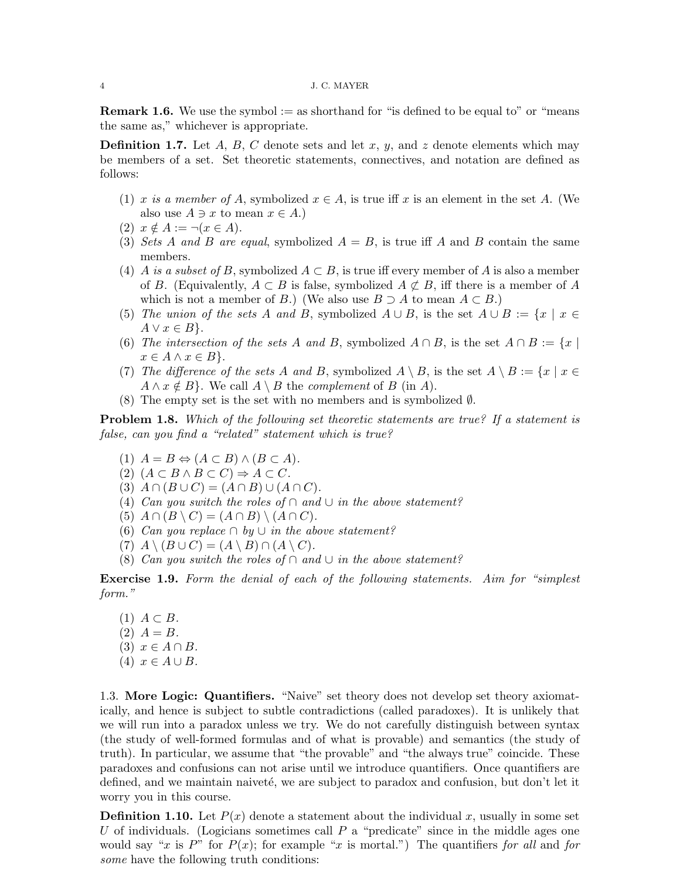**Remark 1.6.** We use the symbol $:=$ as shorthand for "is defined to be equal to" or "means the same as," whichever is appropriate.

**Definition 1.7.** Let $A$, $B$, $C$ denote sets and let $x$, $y$, and $z$ denote elements which may be members of a set. Set theoretic statements, connectives, and notation are defined as follows:

1. *$x$ is a member of $A$*, symbolized $x \in A$, is true iff $x$ is an element in the set $A$. (We also use $A \ni x$ to mean $x \in A$.)
2. $x \notin A := \neg(x \in A)$.
3. *Sets $A$ and $B$ are equal*, symbolized $A = B$, is true iff $A$ and $B$ contain the same members.
4. *$A$ is a subset of $B$*, symbolized $A \subset B$, is true iff every member of $A$ is also a member of $B$. (Equivalently, $A \subset B$ is false, symbolized $A \not\subset B$, iff there is a member of $A$ which is not a member of $B$.) (We also use $B \supset A$ to mean $A \subset B$.)
5. *The union of the sets $A$ and $B$*, symbolized $A \cup B$, is the set $A \cup B := \{x \mid x \in A \vee x \in B\}$.
6. *The intersection of the sets $A$ and $B$*, symbolized $A \cap B$, is the set $A \cap B := \{x \mid x \in A \wedge x \in B\}$.
7. *The difference of the sets $A$ and $B$*, symbolized $A \setminus B$, is the set $A \setminus B := \{x \mid x \in A \wedge x \notin B\}$. We call $A \setminus B$ the *complement* of $B$ (in $A$).
8. The empty set is the set with no members and is symbolized $\emptyset$.

**Problem 1.8.** *Which of the following set theoretic statements are true? If a statement is false, can you find a "related" statement which is true?*

1. $A = B \Leftrightarrow (A \subset B) \wedge (B \subset A)$.
2. $(A \subset B \wedge B \subset C) \Rightarrow A \subset C$.
3. $A \cap (B \cup C) = (A \cap B) \cup (A \cap C)$.
4. *Can you switch the roles of $\cap$ and $\cup$ in the above statement?*
5. $A \cap (B \setminus C) = (A \cap B) \setminus (A \cap C)$.
6. *Can you replace $\cap$ by $\cup$ in the above statement?*
7. $A \setminus (B \cup C) = (A \setminus B) \cap (A \setminus C)$.
8. *Can you switch the roles of $\cap$ and $\cup$ in the above statement?*

**Exercise 1.9.** *Form the denial of each of the following statements. Aim for "simplest form."*

1. $A \subset B$.
2. $A = B$.
3. $x \in A \cap B$.
4. $x \in A \cup B$.

## 1.3. More Logic: Quantifiers.

"Naive" set theory does not develop set theory axiomatically, and hence is subject to subtle contradictions (called paradoxes). It is unlikely that we will run into a paradox unless we try. We do not carefully distinguish between syntax (the study of well-formed formulas and of what is provable) and semantics (the study of truth). In particular, we assume that "the provable" and "the always true" coincide. These paradoxes and confusions can not arise until we introduce quantifiers. Once quantifiers are defined, and we maintain naiveté, we are subject to paradox and confusion, but don't let it worry you in this course.

**Definition 1.10.** Let $P(x)$ denote a statement about the individual $x$, usually in some set $U$ of individuals. (Logicians sometimes call $P$ a "predicate" since in the middle ages one would say "$x$ is $P$" for $P(x)$; for example "$x$ is mortal.") The quantifiers *for all* and *for some* have the following truth conditions: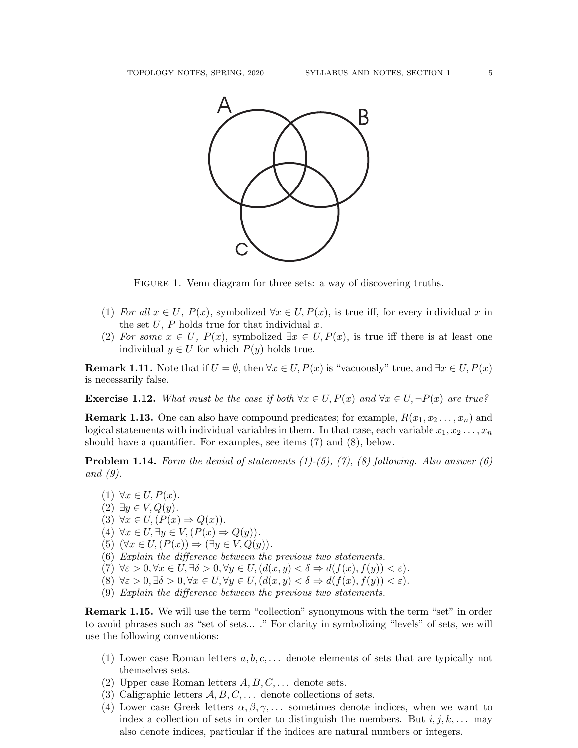Figure 1. Venn diagram for three sets: a way of discovering truths.

(1) *For all $x \in U$, $P(x)$*, symbolized $\forall x \in U, P(x)$, is true iff, for every individual $x$ in the set $U$, $P$ holds true for that individual $x$.
(2) *For some $x \in U$, $P(x)$*, symbolized $\exists x \in U, P(x)$, is true iff there is at least one individual $y \in U$ for which $P(y)$ holds true.

**Remark 1.11.** Note that if $U = \emptyset$, then $\forall x \in U, P(x)$ is "vacuously" true, and $\exists x \in U, P(x)$ is necessarily false.

**Exercise 1.12.** *What must be the case if both $\forall x \in U, P(x)$ and $\forall x \in U, \neg P(x)$ are true?*

**Remark 1.13.** One can also have compound predicates; for example, $R(x_1, x_2 \ldots, x_n)$ and logical statements with individual variables in them. In that case, each variable $x_1, x_2 \ldots, x_n$ should have a quantifier. For examples, see items (7) and (8), below.

**Problem 1.14.** *Form the denial of statements (1)-(5), (7), (8) following. Also answer (6) and (9).*

(1) $\forall x \in U, P(x)$.
(2) $\exists y \in V, Q(y)$.
(3) $\forall x \in U, (P(x) \Rightarrow Q(x))$.
(4) $\forall x \in U, \exists y \in V, (P(x) \Rightarrow Q(y))$.
(5) $(\forall x \in U, (P(x)) \Rightarrow (\exists y \in V, Q(y))$.
(6) *Explain the difference between the previous two statements.*
(7) $\forall \varepsilon > 0, \forall x \in U, \exists \delta > 0, \forall y \in U, (d(x,y) < \delta \Rightarrow d(f(x), f(y)) < \varepsilon)$.
(8) $\forall \varepsilon > 0, \exists \delta > 0, \forall x \in U, \forall y \in U, (d(x,y) < \delta \Rightarrow d(f(x), f(y)) < \varepsilon)$.
(9) *Explain the difference between the previous two statements.*

**Remark 1.15.** We will use the term "collection" synonymous with the term "set" in order to avoid phrases such as "set of sets... ." For clarity in symbolizing "levels" of sets, we will use the following conventions:

(1) Lower case Roman letters $a, b, c, \ldots$ denote elements of sets that are typically not themselves sets.
(2) Upper case Roman letters $A, B, C, \ldots$ denote sets.
(3) Caligraphic letters $\mathcal{A}, \mathcal{B}, \mathcal{C}, \ldots$ denote collections of sets.
(4) Lower case Greek letters $\alpha, \beta, \gamma, \ldots$ sometimes denote indices, when we want to index a collection of sets in order to distinguish the members. But $i, j, k, \ldots$ may also denote indices, particular if the indices are natural numbers or integers.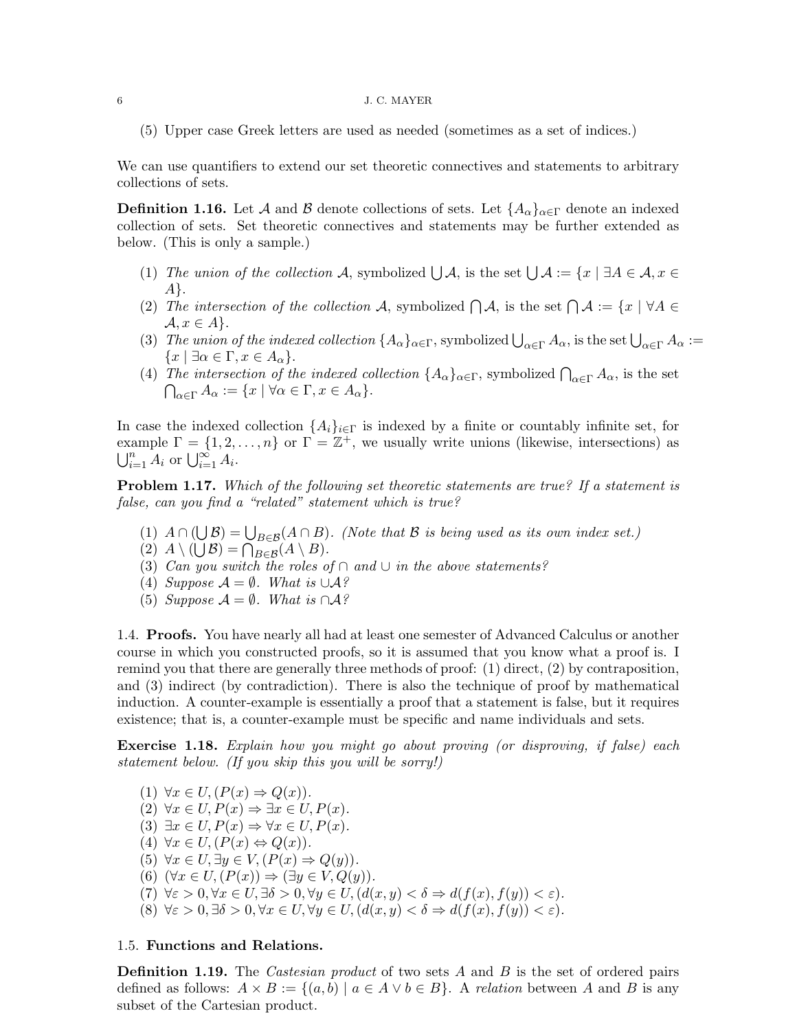(5) Upper case Greek letters are used as needed (sometimes as a set of indices.)

We can use quantifiers to extend our set theoretic connectives and statements to arbitrary collections of sets.

**Definition 1.16.** Let $\mathcal{A}$ and $\mathcal{B}$ denote collections of sets. Let $\{A_\alpha\}_{\alpha\in\Gamma}$ denote an indexed collection of sets. Set theoretic connectives and statements may be further extended as below. (This is only a sample.)

(1) *The union of the collection* $\mathcal{A}$, symbolized $\bigcup\mathcal{A}$, is the set $\bigcup\mathcal{A} := \{x \mid \exists A \in \mathcal{A}, x \in A\}$.
(2) *The intersection of the collection* $\mathcal{A}$, symbolized $\bigcap\mathcal{A}$, is the set $\bigcap\mathcal{A} := \{x \mid \forall A \in \mathcal{A}, x \in A\}$.
(3) *The union of the indexed collection* $\{A_\alpha\}_{\alpha\in\Gamma}$, symbolized $\bigcup_{\alpha\in\Gamma} A_\alpha$, is the set $\bigcup_{\alpha\in\Gamma} A_\alpha := \{x \mid \exists \alpha \in \Gamma, x \in A_\alpha\}$.
(4) *The intersection of the indexed collection* $\{A_\alpha\}_{\alpha\in\Gamma}$, symbolized $\bigcap_{\alpha\in\Gamma} A_\alpha$, is the set $\bigcap_{\alpha\in\Gamma} A_\alpha := \{x \mid \forall \alpha \in \Gamma, x \in A_\alpha\}$.

In case the indexed collection $\{A_i\}_{i\in\Gamma}$ is indexed by a finite or countably infinite set, for example $\Gamma = \{1, 2, \ldots, n\}$ or $\Gamma = \mathbb{Z}^+$, we usually write unions (likewise, intersections) as $\bigcup_{i=1}^n A_i$ or $\bigcup_{i=1}^\infty A_i$.

**Problem 1.17.** *Which of the following set theoretic statements are true? If a statement is false, can you find a "related" statement which is true?*

(1) $A \cap (\bigcup\mathcal{B}) = \bigcup_{B\in\mathcal{B}}(A \cap B)$. *(Note that $\mathcal{B}$ is being used as its own index set.)*
(2) $A \setminus (\bigcup\mathcal{B}) = \bigcap_{B\in\mathcal{B}}(A \setminus B)$.
(3) *Can you switch the roles of $\cap$ and $\cup$ in the above statements?*
(4) *Suppose $\mathcal{A} = \emptyset$. What is $\cup\mathcal{A}$?*
(5) *Suppose $\mathcal{A} = \emptyset$. What is $\cap\mathcal{A}$?*

## 1.4. Proofs.

You have nearly all had at least one semester of Advanced Calculus or another course in which you constructed proofs, so it is assumed that you know what a proof is. I remind you that there are generally three methods of proof: (1) direct, (2) by contraposition, and (3) indirect (by contradiction). There is also the technique of proof by mathematical induction. A counter-example is essentially a proof that a statement is false, but it requires existence; that is, a counter-example must be specific and name individuals and sets.

**Exercise 1.18.** *Explain how you might go about proving (or disproving, if false) each statement below. (If you skip this you will be sorry!)*

(1) $\forall x \in U, (P(x) \Rightarrow Q(x))$.
(2) $\forall x \in U, P(x) \Rightarrow \exists x \in U, P(x)$.
(3) $\exists x \in U, P(x) \Rightarrow \forall x \in U, P(x)$.
(4) $\forall x \in U, (P(x) \Leftrightarrow Q(x))$.
(5) $\forall x \in U, \exists y \in V, (P(x) \Rightarrow Q(y))$.
(6) $(\forall x \in U, (P(x)) \Rightarrow (\exists y \in V, Q(y))$.
(7) $\forall \varepsilon > 0, \forall x \in U, \exists \delta > 0, \forall y \in U, (d(x, y) < \delta \Rightarrow d(f(x), f(y)) < \varepsilon)$.
(8) $\forall \varepsilon > 0, \exists \delta > 0, \forall x \in U, \forall y \in U, (d(x, y) < \delta \Rightarrow d(f(x), f(y)) < \varepsilon)$.

## 1.5. Functions and Relations.

**Definition 1.19.** The *Castesian product* of two sets $A$ and $B$ is the set of ordered pairs defined as follows: $A \times B := \{(a, b) \mid a \in A \vee b \in B\}$. A *relation* between $A$ and $B$ is any subset of the Cartesian product.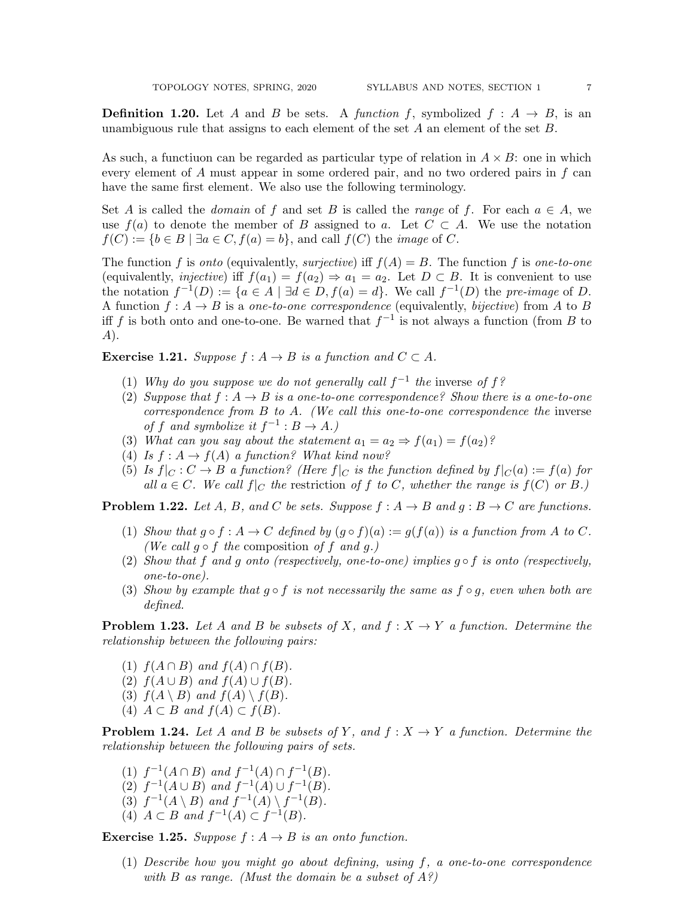**Definition 1.20.** Let $A$ and $B$ be sets. A *function* $f$, symbolized $f : A \to B$, is an unambiguous rule that assigns to each element of the set $A$ an element of the set $B$.

As such, a functiuon can be regarded as particular type of relation in $A \times B$: one in which every element of $A$ must appear in some ordered pair, and no two ordered pairs in $f$ can have the same first element. We also use the following terminology.

Set $A$ is called the *domain* of $f$ and set $B$ is called the *range* of $f$. For each $a \in A$, we use $f(a)$ to denote the member of $B$ assigned to $a$. Let $C \subset A$. We use the notation $f(C) := \{b \in B \mid \exists a \in C, f(a) = b\}$, and call $f(C)$ the *image* of $C$.

The function $f$ is *onto* (equivalently, *surjective*) iff $f(A) = B$. The function $f$ is *one-to-one* (equivalently, *injective*) iff $f(a_1) = f(a_2) \Rightarrow a_1 = a_2$. Let $D \subset B$. It is convenient to use the notation $f^{-1}(D) := \{a \in A \mid \exists d \in D, f(a) = d\}$. We call $f^{-1}(D)$ the *pre-image* of $D$. A function $f : A \to B$ is a *one-to-one correspondence* (equivalently, *bijective*) from $A$ to $B$ iff $f$ is both onto and one-to-one. Be warned that $f^{-1}$ is not always a function (from $B$ to $A$).

**Exercise 1.21.** *Suppose $f : A \to B$ is a function and $C \subset A$.*

1. *Why do you suppose we do not generally call $f^{-1}$* the inverse *of $f$?*
2. *Suppose that $f : A \to B$ is a one-to-one correspondence? Show there is a one-to-one correspondence from $B$ to $A$. (We call this one-to-one correspondence* the inverse *of $f$ and symbolize it $f^{-1} : B \to A$.)*
3. *What can you say about the statement $a_1 = a_2 \Rightarrow f(a_1) = f(a_2)$?*
4. *Is $f : A \to f(A)$ a function? What kind now?*
5. *Is $f|_C : C \to B$ a function? (Here $f|_C$ is the function defined by $f|_C(a) := f(a)$ for all $a \in C$. We call $f|_C$* the restriction *of $f$ to $C$, whether the range is $f(C)$ or $B$.)*

**Problem 1.22.** *Let $A$, $B$, and $C$ be sets. Suppose $f : A \to B$ and $g : B \to C$ are functions.*

1. *Show that $g \circ f : A \to C$ defined by $(g \circ f)(a) := g(f(a))$ is a function from $A$ to $C$. (We call $g \circ f$* the composition *of $f$ and $g$.)*
2. *Show that $f$ and $g$ onto (respectively, one-to-one) implies $g \circ f$ is onto (respectively, one-to-one).*
3. *Show by example that $g \circ f$ is not necessarily the same as $f \circ g$, even when both are defined.*

**Problem 1.23.** *Let $A$ and $B$ be subsets of $X$, and $f : X \to Y$ a function. Determine the relationship between the following pairs:*

1. *$f(A \cap B)$ and $f(A) \cap f(B)$.*
2. *$f(A \cup B)$ and $f(A) \cup f(B)$.*
3. *$f(A \setminus B)$ and $f(A) \setminus f(B)$.*
4. *$A \subset B$ and $f(A) \subset f(B)$.*

**Problem 1.24.** *Let $A$ and $B$ be subsets of $Y$, and $f : X \to Y$ a function. Determine the relationship between the following pairs of sets.*

1. *$f^{-1}(A \cap B)$ and $f^{-1}(A) \cap f^{-1}(B)$.*
2. *$f^{-1}(A \cup B)$ and $f^{-1}(A) \cup f^{-1}(B)$.*
3. *$f^{-1}(A \setminus B)$ and $f^{-1}(A) \setminus f^{-1}(B)$.*
4. *$A \subset B$ and $f^{-1}(A) \subset f^{-1}(B)$.*

**Exercise 1.25.** *Suppose $f : A \to B$ is an onto function.*

1. *Describe how you might go about defining, using $f$, a one-to-one correspondence with $B$ as range. (Must the domain be a subset of $A$?)*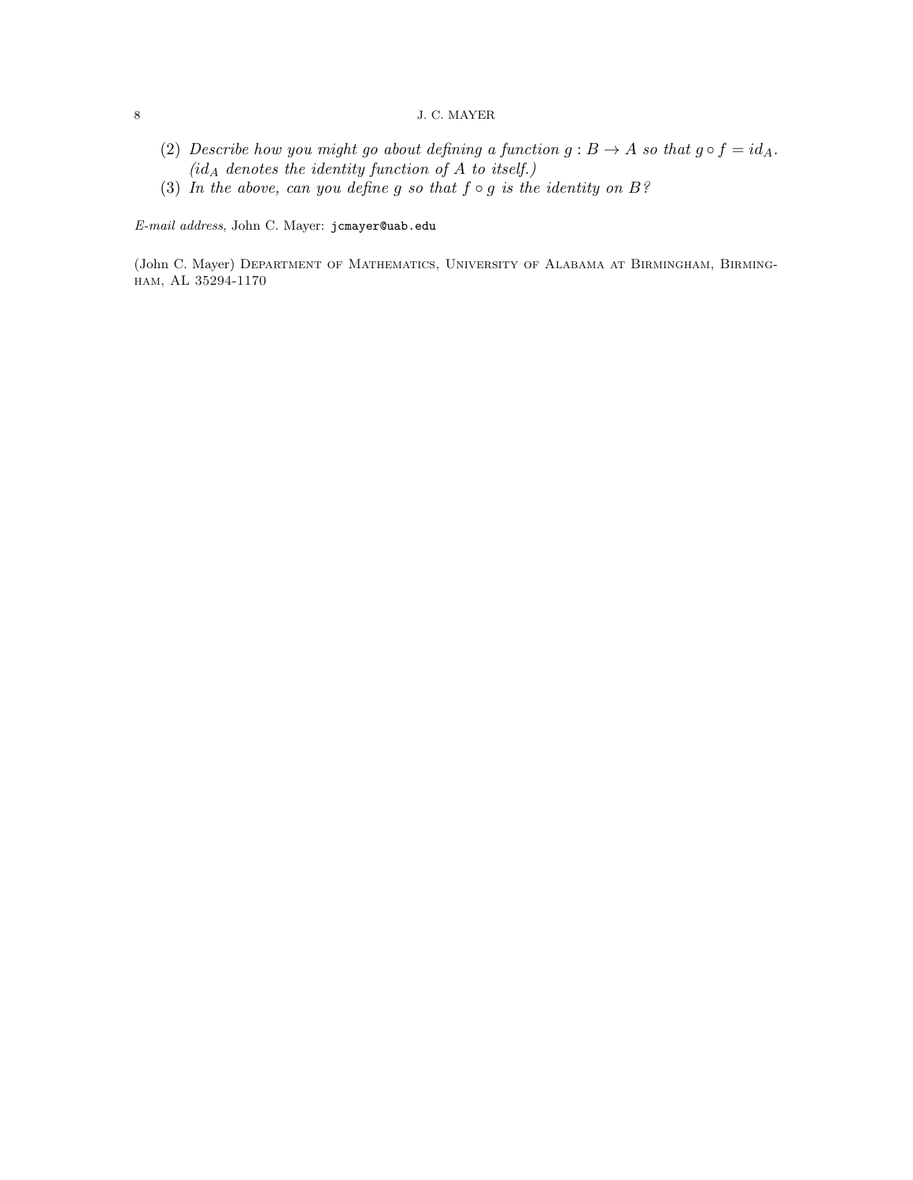(2) *Describe how you might go about defining a function $g : B \to A$ so that $g \circ f = id_A$. ($id_A$ denotes the identity function of $A$ to itself.)*

(3) *In the above, can you define $g$ so that $f \circ g$ is the identity on $B$?*

*E-mail address*, John C. Mayer: `jcmayer@uab.edu`

(John C. Mayer) Department of Mathematics, University of Alabama at Birmingham, Birmingham, AL 35294-1170